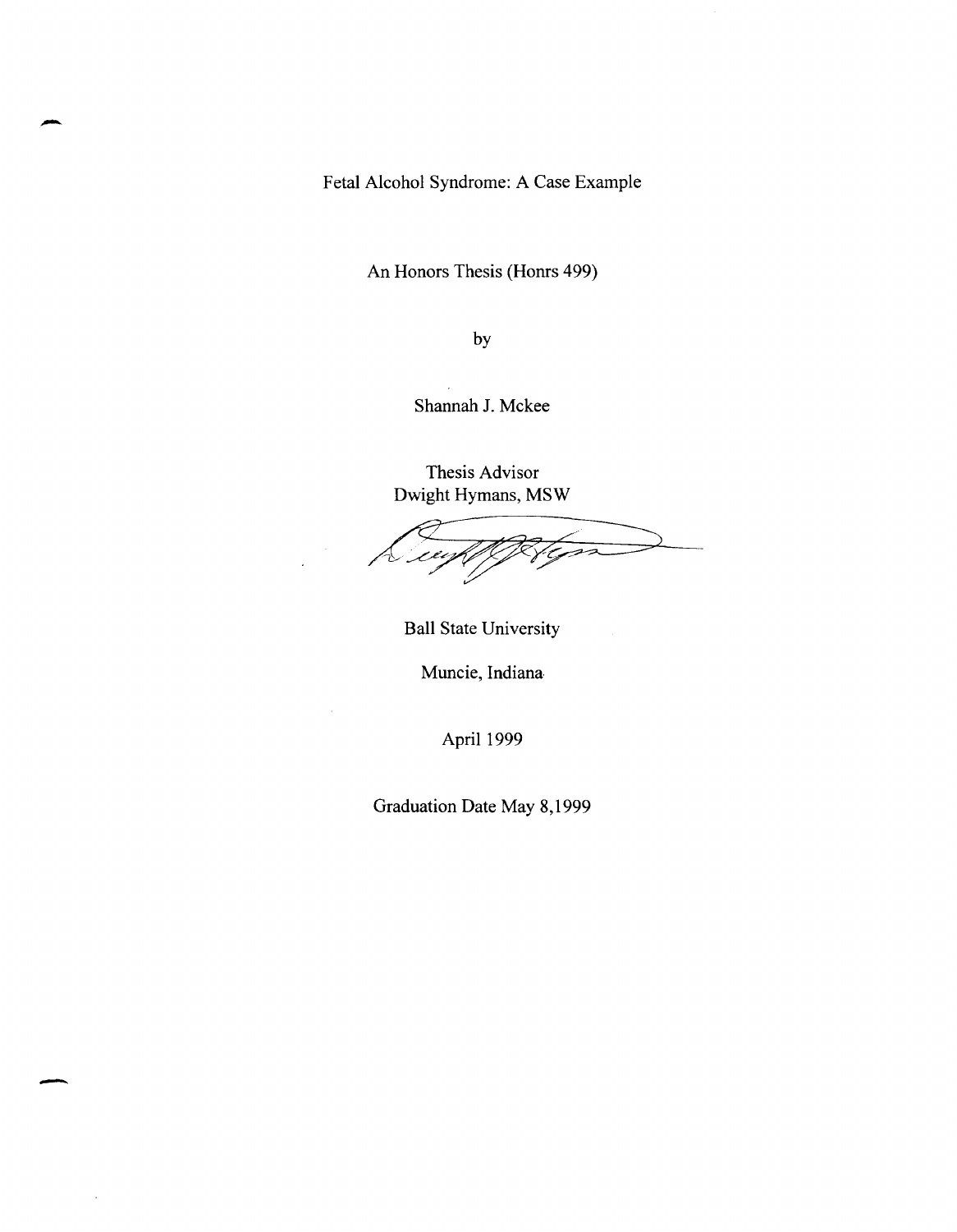# Fetal Alcohol Syndrome: A Case Example

An Honors Thesis (Honrs 499)

by

Shannah J. Mckee

Thesis Advisor
Dwight Hymans, MSW

Ball State University

Muncie, Indiana

April 1999

Graduation Date May 8,1999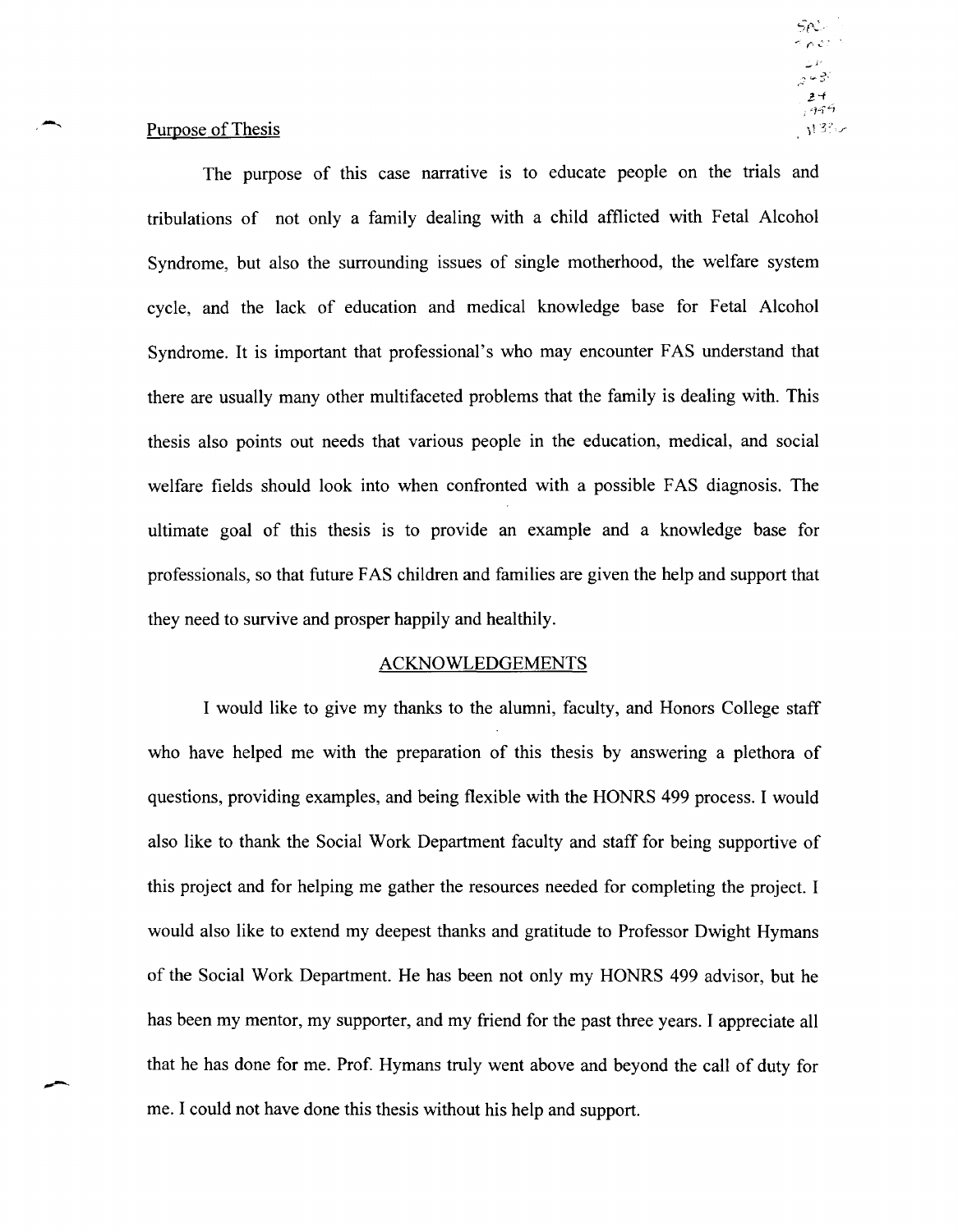## Purpose of Thesis

The purpose of this case narrative is to educate people on the trials and tribulations of not only a family dealing with a child afflicted with Fetal Alcohol Syndrome, but also the surrounding issues of single motherhood, the welfare system cycle, and the lack of education and medical knowledge base for Fetal Alcohol Syndrome. It is important that professional's who may encounter FAS understand that there are usually many other multifaceted problems that the family is dealing with. This thesis also points out needs that various people in the education, medical, and social welfare fields should look into when confronted with a possible FAS diagnosis. The ultimate goal of this thesis is to provide an example and a knowledge base for professionals, so that future FAS children and families are given the help and support that they need to survive and prosper happily and healthily.

## ACKNOWLEDGEMENTS

I would like to give my thanks to the alumni, faculty, and Honors College staff who have helped me with the preparation of this thesis by answering a plethora of questions, providing examples, and being flexible with the HONRS 499 process. I would also like to thank the Social Work Department faculty and staff for being supportive of this project and for helping me gather the resources needed for completing the project. I would also like to extend my deepest thanks and gratitude to Professor Dwight Hymans of the Social Work Department. He has been not only my HONRS 499 advisor, but he has been my mentor, my supporter, and my friend for the past three years. I appreciate all that he has done for me. Prof. Hymans truly went above and beyond the call of duty for me. I could not have done this thesis without his help and support.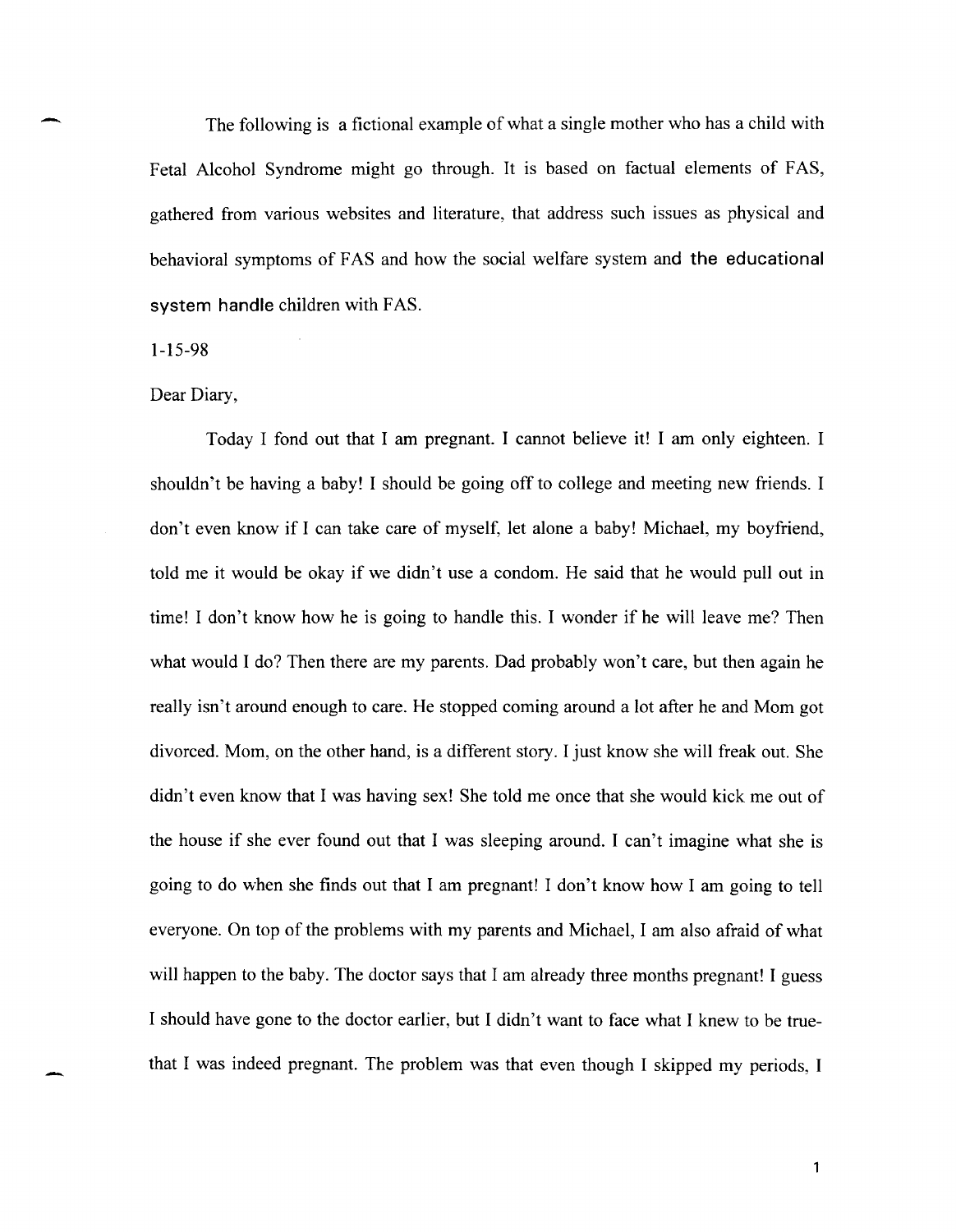The following is a fictional example of what a single mother who has a child with Fetal Alcohol Syndrome might go through. It is based on factual elements of FAS, gathered from various websites and literature, that address such issues as physical and behavioral symptoms of FAS and how the social welfare system and the educational system handle children with FAS.

1-15-98

Dear Diary,

Today I fond out that I am pregnant. I cannot believe it! I am only eighteen. I shouldn't be having a baby! I should be going off to college and meeting new friends. I don't even know if I can take care of myself, let alone a baby! Michael, my boyfriend, told me it would be okay if we didn't use a condom. He said that he would pull out in time! I don't know how he is going to handle this. I wonder if he will leave me? Then what would I do? Then there are my parents. Dad probably won't care, but then again he really isn't around enough to care. He stopped coming around a lot after he and Mom got divorced. Mom, on the other hand, is a different story. I just know she will freak out. She didn't even know that I was having sex! She told me once that she would kick me out of the house if she ever found out that I was sleeping around. I can't imagine what she is going to do when she finds out that I am pregnant! I don't know how I am going to tell everyone. On top of the problems with my parents and Michael, I am also afraid of what will happen to the baby. The doctor says that I am already three months pregnant! I guess I should have gone to the doctor earlier, but I didn't want to face what I knew to be true- that I was indeed pregnant. The problem was that even though I skipped my periods, I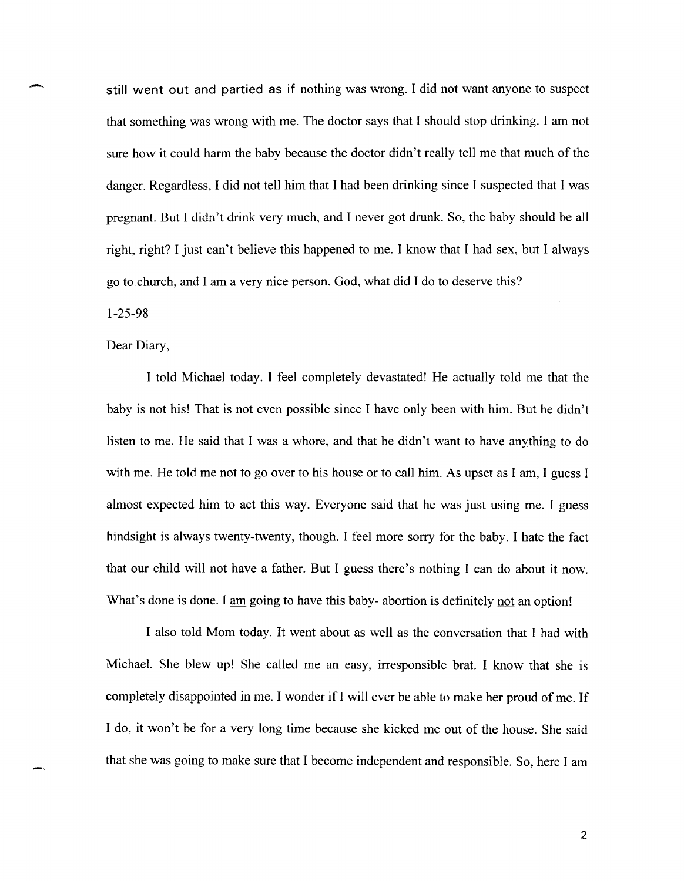still went out and partied as if nothing was wrong. I did not want anyone to suspect that something was wrong with me. The doctor says that I should stop drinking. I am not sure how it could harm the baby because the doctor didn't really tell me that much of the danger. Regardless, I did not tell him that I had been drinking since I suspected that I was pregnant. But I didn't drink very much, and I never got drunk. So, the baby should be all right, right? I just can't believe this happened to me. I know that I had sex, but I always go to church, and I am a very nice person. God, what did I do to deserve this?

1-25-98

Dear Diary,

I told Michael today. I feel completely devastated! He actually told me that the baby is not his! That is not even possible since I have only been with him. But he didn't listen to me. He said that I was a whore, and that he didn't want to have anything to do with me. He told me not to go over to his house or to call him. As upset as I am, I guess I almost expected him to act this way. Everyone said that he was just using me. I guess hindsight is always twenty-twenty, though. I feel more sorry for the baby. I hate the fact that our child will not have a father. But I guess there's nothing I can do about it now. What's done is done. I <u>am</u> going to have this baby- abortion is definitely <u>not</u> an option!

I also told Mom today. It went about as well as the conversation that I had with Michael. She blew up! She called me an easy, irresponsible brat. I know that she is completely disappointed in me. I wonder if I will ever be able to make her proud of me. If I do, it won't be for a very long time because she kicked me out of the house. She said that she was going to make sure that I become independent and responsible. So, here I am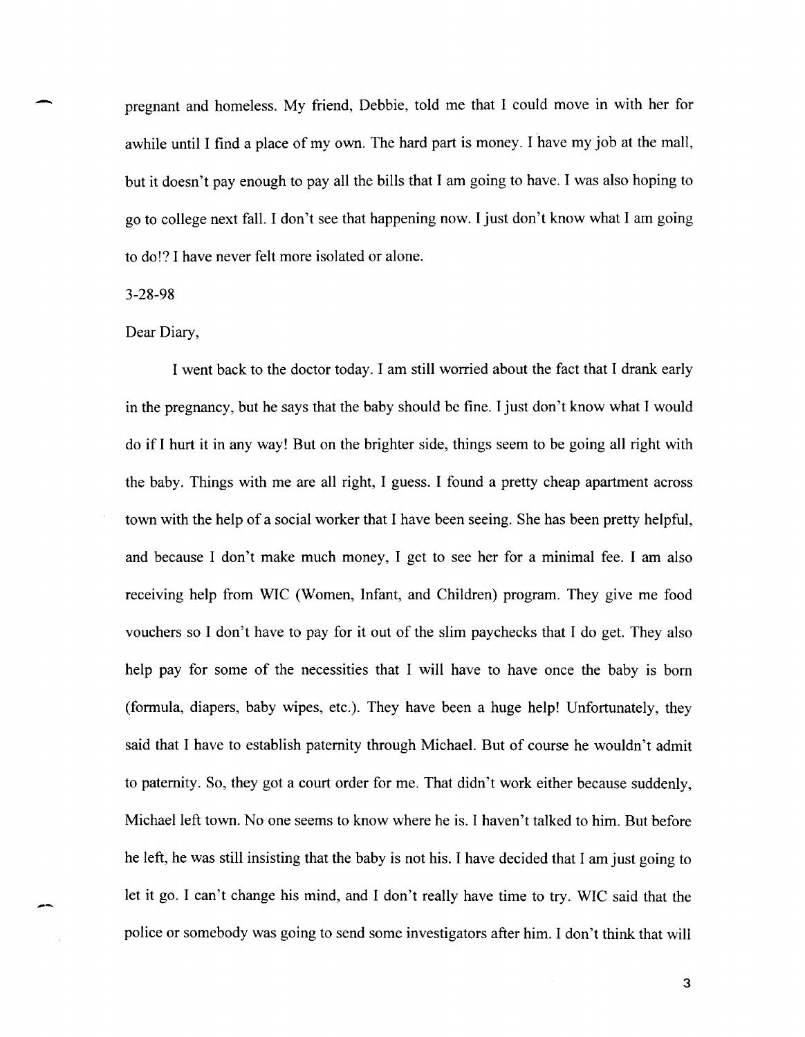pregnant and homeless. My friend, Debbie, told me that I could move in with her for awhile until I find a place of my own. The hard part is money. I have my job at the mall, but it doesn't pay enough to pay all the bills that I am going to have. I was also hoping to go to college next fall. I don't see that happening now. I just don't know what I am going to do!? I have never felt more isolated or alone.

3-28-98

Dear Diary,

I went back to the doctor today. I am still worried about the fact that I drank early in the pregnancy, but he says that the baby should be fine. I just don't know what I would do if I hurt it in any way! But on the brighter side, things seem to be going all right with the baby. Things with me are all right, I guess. I found a pretty cheap apartment across town with the help of a social worker that I have been seeing. She has been pretty helpful, and because I don't make much money, I get to see her for a minimal fee. I am also receiving help from WIC (Women, Infant, and Children) program. They give me food vouchers so I don't have to pay for it out of the slim paychecks that I do get. They also help pay for some of the necessities that I will have to have once the baby is born (formula, diapers, baby wipes, etc.). They have been a huge help! Unfortunately, they said that I have to establish paternity through Michael. But of course he wouldn't admit to paternity. So, they got a court order for me. That didn't work either because suddenly, Michael left town. No one seems to know where he is. I haven't talked to him. But before he left, he was still insisting that the baby is not his. I have decided that I am just going to let it go. I can't change his mind, and I don't really have time to try. WIC said that the police or somebody was going to send some investigators after him. I don't think that will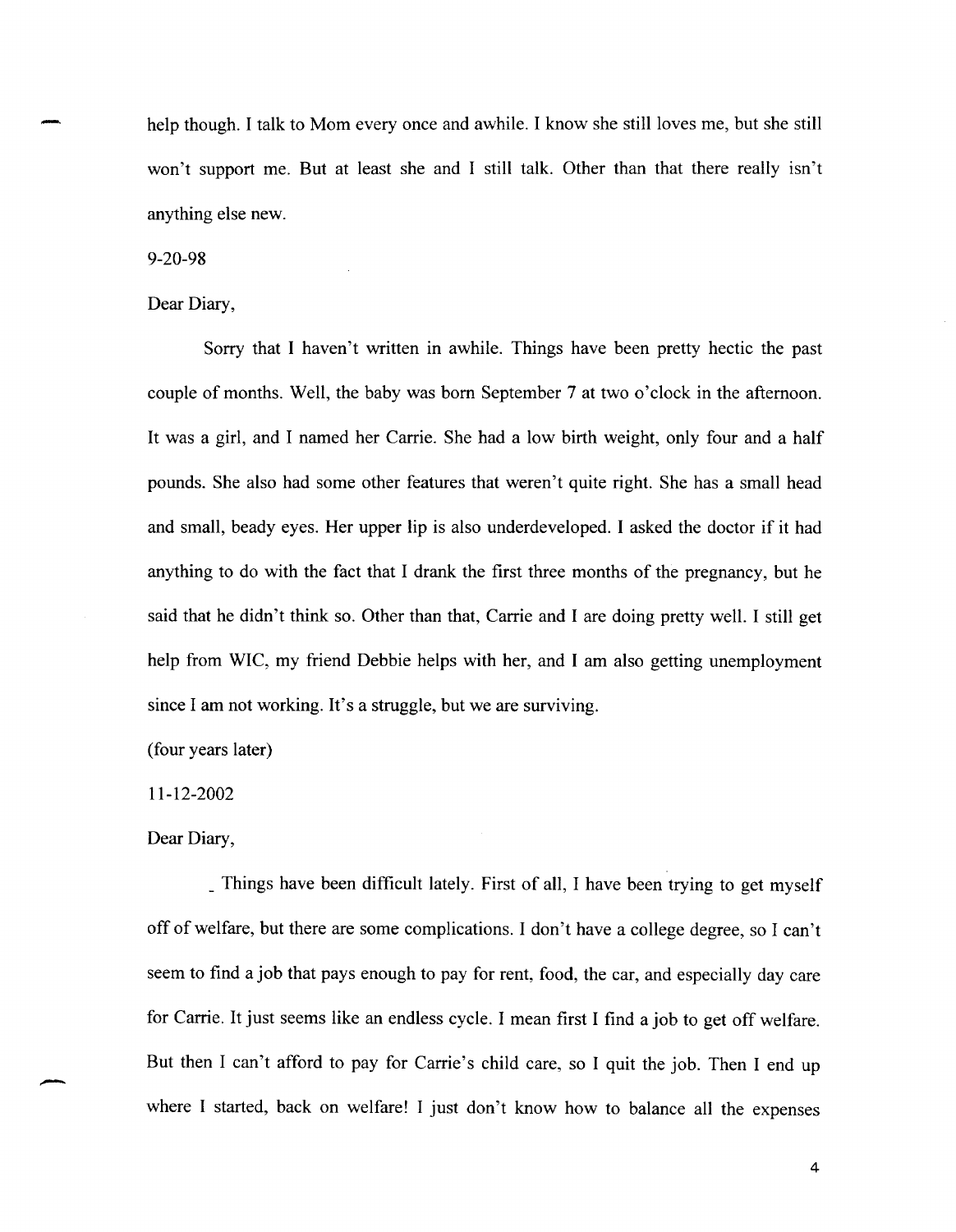help though. I talk to Mom every once and awhile. I know she still loves me, but she still won't support me. But at least she and I still talk. Other than that there really isn't anything else new.

9-20-98

Dear Diary,

Sorry that I haven't written in awhile. Things have been pretty hectic the past couple of months. Well, the baby was born September 7 at two o'clock in the afternoon. It was a girl, and I named her Carrie. She had a low birth weight, only four and a half pounds. She also had some other features that weren't quite right. She has a small head and small, beady eyes. Her upper lip is also underdeveloped. I asked the doctor if it had anything to do with the fact that I drank the first three months of the pregnancy, but he said that he didn't think so. Other than that, Carrie and I are doing pretty well. I still get help from WIC, my friend Debbie helps with her, and I am also getting unemployment since I am not working. It's a struggle, but we are surviving.

(four years later)

11-12-2002

Dear Diary,

Things have been difficult lately. First of all, I have been trying to get myself off of welfare, but there are some complications. I don't have a college degree, so I can't seem to find a job that pays enough to pay for rent, food, the car, and especially day care for Carrie. It just seems like an endless cycle. I mean first I find a job to get off welfare. But then I can't afford to pay for Carrie's child care, so I quit the job. Then I end up where I started, back on welfare! I just don't know how to balance all the expenses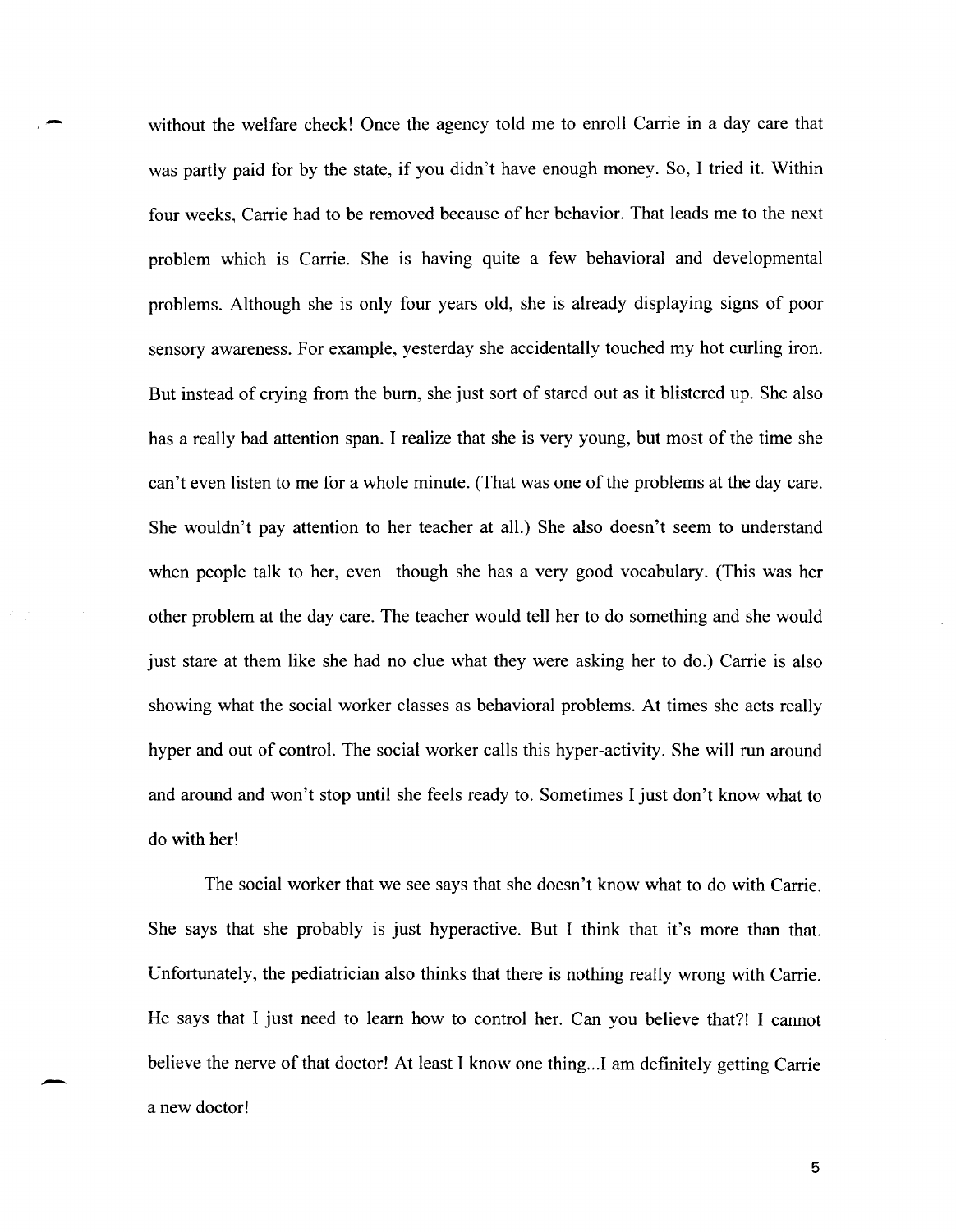without the welfare check! Once the agency told me to enroll Carrie in a day care that was partly paid for by the state, if you didn't have enough money. So, I tried it. Within four weeks, Carrie had to be removed because of her behavior. That leads me to the next problem which is Carrie. She is having quite a few behavioral and developmental problems. Although she is only four years old, she is already displaying signs of poor sensory awareness. For example, yesterday she accidentally touched my hot curling iron. But instead of crying from the burn, she just sort of stared out as it blistered up. She also has a really bad attention span. I realize that she is very young, but most of the time she can't even listen to me for a whole minute. (That was one of the problems at the day care. She wouldn't pay attention to her teacher at all.) She also doesn't seem to understand when people talk to her, even though she has a very good vocabulary. (This was her other problem at the day care. The teacher would tell her to do something and she would just stare at them like she had no clue what they were asking her to do.) Carrie is also showing what the social worker classes as behavioral problems. At times she acts really hyper and out of control. The social worker calls this hyper-activity. She will run around and around and won't stop until she feels ready to. Sometimes I just don't know what to do with her!

The social worker that we see says that she doesn't know what to do with Carrie. She says that she probably is just hyperactive. But I think that it's more than that. Unfortunately, the pediatrician also thinks that there is nothing really wrong with Carrie. He says that I just need to learn how to control her. Can you believe that?! I cannot believe the nerve of that doctor! At least I know one thing...I am definitely getting Carrie a new doctor!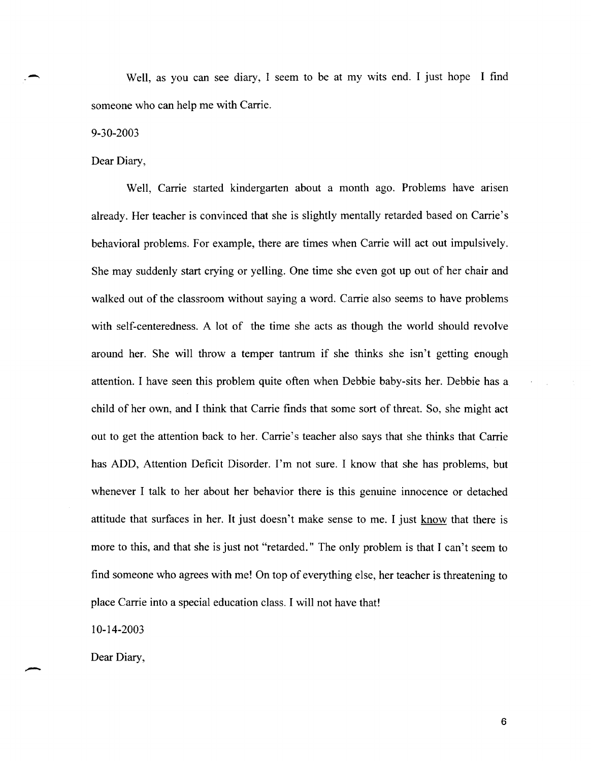Well, as you can see diary, I seem to be at my wits end. I just hope I find someone who can help me with Carrie.

9-30-2003

Dear Diary,

Well, Carrie started kindergarten about a month ago. Problems have arisen already. Her teacher is convinced that she is slightly mentally retarded based on Carrie's behavioral problems. For example, there are times when Carrie will act out impulsively. She may suddenly start crying or yelling. One time she even got up out of her chair and walked out of the classroom without saying a word. Carrie also seems to have problems with self-centeredness. A lot of the time she acts as though the world should revolve around her. She will throw a temper tantrum if she thinks she isn't getting enough attention. I have seen this problem quite often when Debbie baby-sits her. Debbie has a child of her own, and I think that Carrie finds that some sort of threat. So, she might act out to get the attention back to her. Carrie's teacher also says that she thinks that Carrie has ADD, Attention Deficit Disorder. I'm not sure. I know that she has problems, but whenever I talk to her about her behavior there is this genuine innocence or detached attitude that surfaces in her. It just doesn't make sense to me. I just <u>know</u> that there is more to this, and that she is just not "retarded." The only problem is that I can't seem to find someone who agrees with me! On top of everything else, her teacher is threatening to place Carrie into a special education class. I will not have that!

10-14-2003

Dear Diary,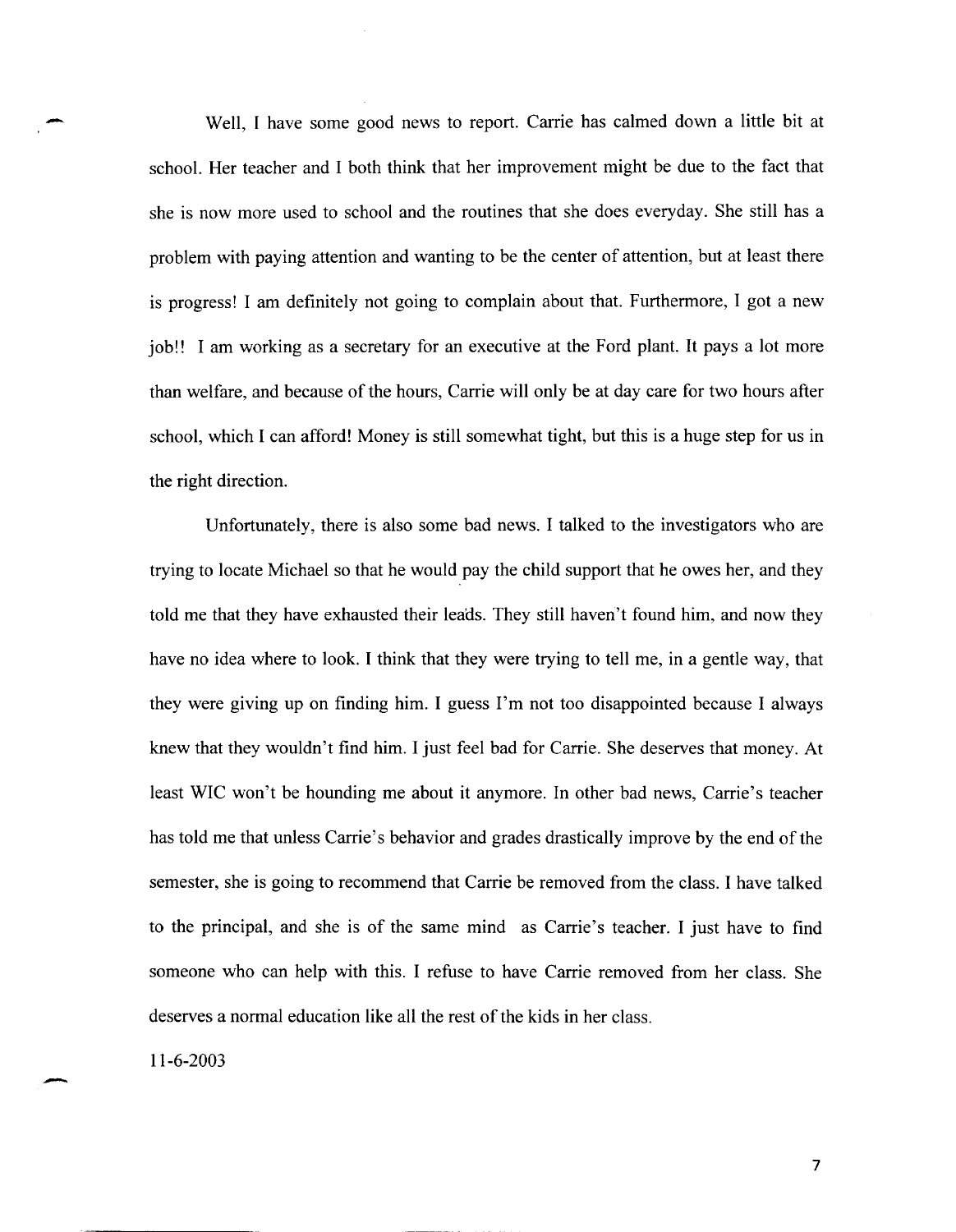Well, I have some good news to report. Carrie has calmed down a little bit at school. Her teacher and I both think that her improvement might be due to the fact that she is now more used to school and the routines that she does everyday. She still has a problem with paying attention and wanting to be the center of attention, but at least there is progress! I am definitely not going to complain about that. Furthermore, I got a new job!! I am working as a secretary for an executive at the Ford plant. It pays a lot more than welfare, and because of the hours, Carrie will only be at day care for two hours after school, which I can afford! Money is still somewhat tight, but this is a huge step for us in the right direction.

Unfortunately, there is also some bad news. I talked to the investigators who are trying to locate Michael so that he would pay the child support that he owes her, and they told me that they have exhausted their leads. They still haven't found him, and now they have no idea where to look. I think that they were trying to tell me, in a gentle way, that they were giving up on finding him. I guess I'm not too disappointed because I always knew that they wouldn't find him. I just feel bad for Carrie. She deserves that money. At least WIC won't be hounding me about it anymore. In other bad news, Carrie's teacher has told me that unless Carrie's behavior and grades drastically improve by the end of the semester, she is going to recommend that Carrie be removed from the class. I have talked to the principal, and she is of the same mind as Carrie's teacher. I just have to find someone who can help with this. I refuse to have Carrie removed from her class. She deserves a normal education like all the rest of the kids in her class.

11-6-2003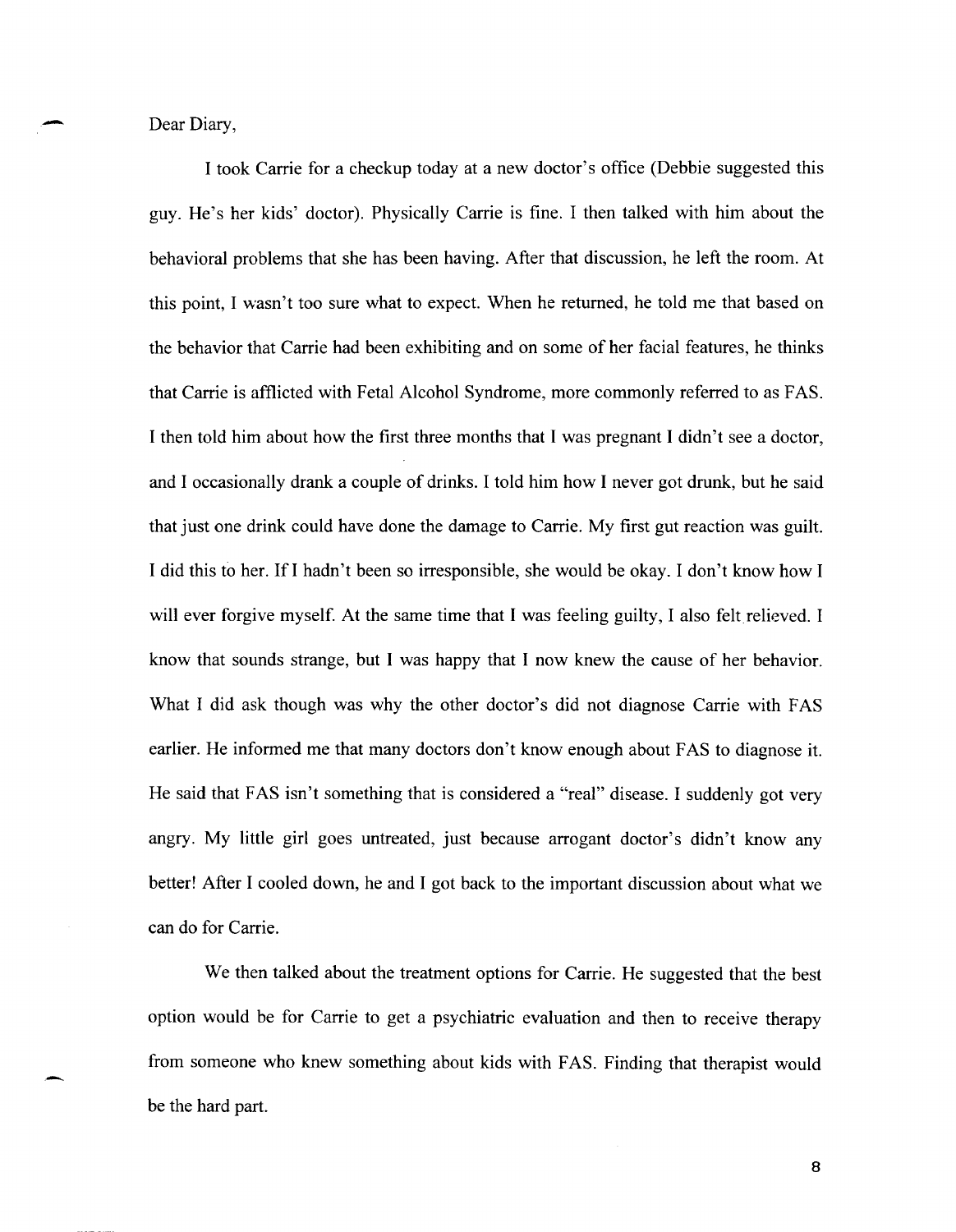Dear Diary,

I took Carrie for a checkup today at a new doctor's office (Debbie suggested this guy. He's her kids' doctor). Physically Carrie is fine. I then talked with him about the behavioral problems that she has been having. After that discussion, he left the room. At this point, I wasn't too sure what to expect. When he returned, he told me that based on the behavior that Carrie had been exhibiting and on some of her facial features, he thinks that Carrie is afflicted with Fetal Alcohol Syndrome, more commonly referred to as FAS. I then told him about how the first three months that I was pregnant I didn't see a doctor, and I occasionally drank a couple of drinks. I told him how I never got drunk, but he said that just one drink could have done the damage to Carrie. My first gut reaction was guilt. I did this to her. If I hadn't been so irresponsible, she would be okay. I don't know how I will ever forgive myself. At the same time that I was feeling guilty, I also felt relieved. I know that sounds strange, but I was happy that I now knew the cause of her behavior. What I did ask though was why the other doctor's did not diagnose Carrie with FAS earlier. He informed me that many doctors don't know enough about FAS to diagnose it. He said that FAS isn't something that is considered a "real" disease. I suddenly got very angry. My little girl goes untreated, just because arrogant doctor's didn't know any better! After I cooled down, he and I got back to the important discussion about what we can do for Carrie.

We then talked about the treatment options for Carrie. He suggested that the best option would be for Carrie to get a psychiatric evaluation and then to receive therapy from someone who knew something about kids with FAS. Finding that therapist would be the hard part.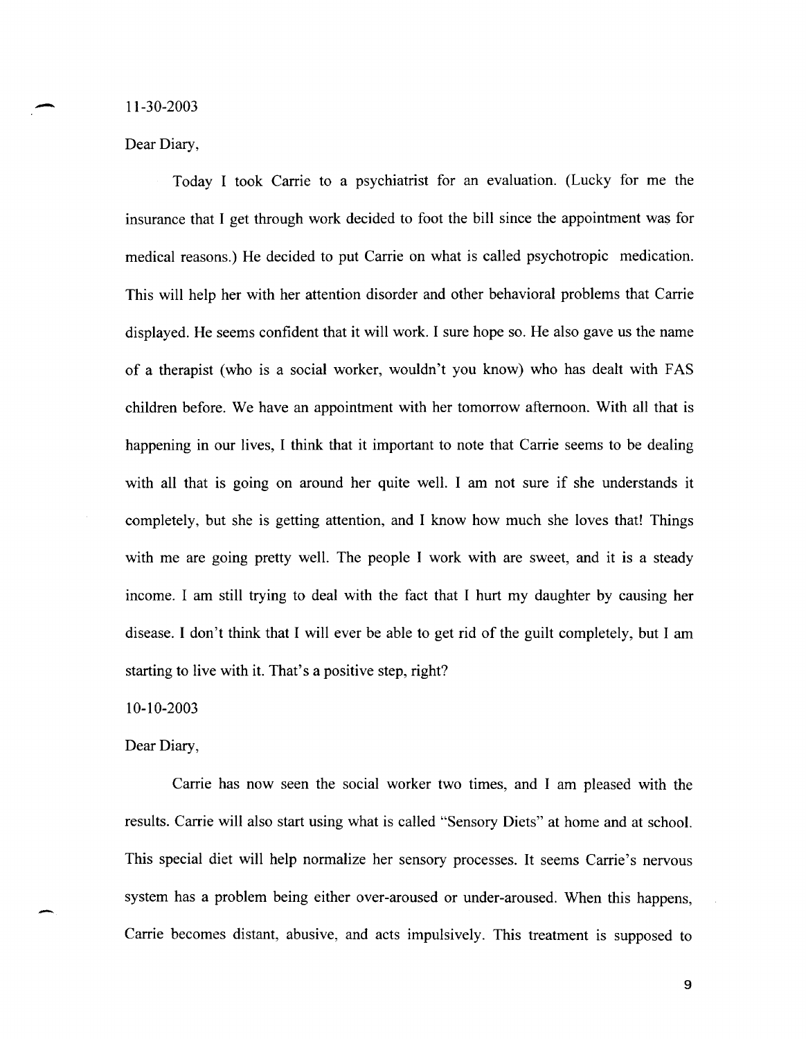11-30-2003

Dear Diary,

Today I took Carrie to a psychiatrist for an evaluation. (Lucky for me the insurance that I get through work decided to foot the bill since the appointment was for medical reasons.) He decided to put Carrie on what is called psychotropic medication. This will help her with her attention disorder and other behavioral problems that Carrie displayed. He seems confident that it will work. I sure hope so. He also gave us the name of a therapist (who is a social worker, wouldn't you know) who has dealt with FAS children before. We have an appointment with her tomorrow afternoon. With all that is happening in our lives, I think that it important to note that Carrie seems to be dealing with all that is going on around her quite well. I am not sure if she understands it completely, but she is getting attention, and I know how much she loves that! Things with me are going pretty well. The people I work with are sweet, and it is a steady income. I am still trying to deal with the fact that I hurt my daughter by causing her disease. I don't think that I will ever be able to get rid of the guilt completely, but I am starting to live with it. That's a positive step, right?

10-10-2003

Dear Diary,

Carrie has now seen the social worker two times, and I am pleased with the results. Carrie will also start using what is called "Sensory Diets" at home and at school. This special diet will help normalize her sensory processes. It seems Carrie's nervous system has a problem being either over-aroused or under-aroused. When this happens, Carrie becomes distant, abusive, and acts impulsively. This treatment is supposed to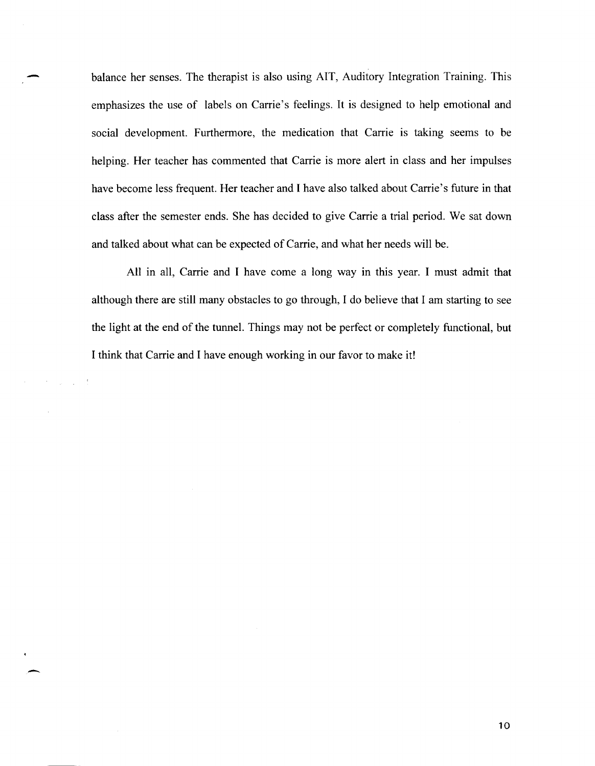balance her senses. The therapist is also using AIT, Auditory Integration Training. This emphasizes the use of labels on Carrie's feelings. It is designed to help emotional and social development. Furthermore, the medication that Carrie is taking seems to be helping. Her teacher has commented that Carrie is more alert in class and her impulses have become less frequent. Her teacher and I have also talked about Carrie's future in that class after the semester ends. She has decided to give Carrie a trial period. We sat down and talked about what can be expected of Carrie, and what her needs will be.

All in all, Carrie and I have come a long way in this year. I must admit that although there are still many obstacles to go through, I do believe that I am starting to see the light at the end of the tunnel. Things may not be perfect or completely functional, but I think that Carrie and I have enough working in our favor to make it!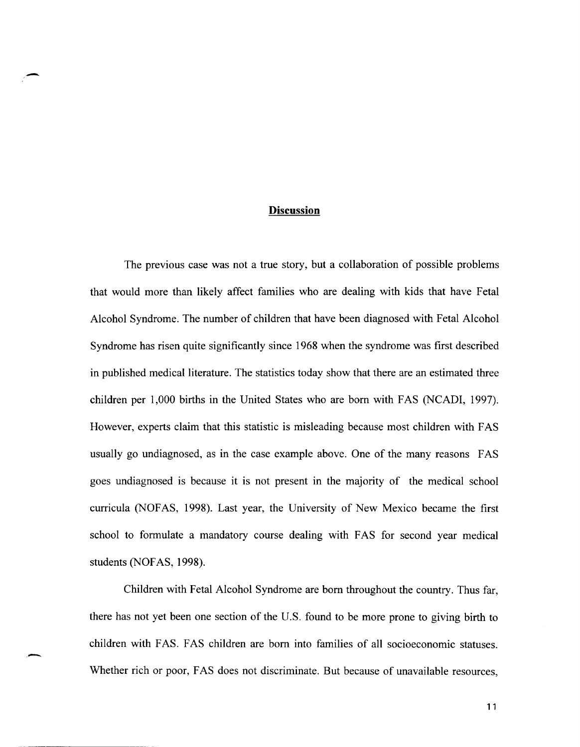## Discussion

The previous case was not a true story, but a collaboration of possible problems that would more than likely affect families who are dealing with kids that have Fetal Alcohol Syndrome. The number of children that have been diagnosed with Fetal Alcohol Syndrome has risen quite significantly since 1968 when the syndrome was first described in published medical literature. The statistics today show that there are an estimated three children per 1,000 births in the United States who are born with FAS (NCADI, 1997). However, experts claim that this statistic is misleading because most children with FAS usually go undiagnosed, as in the case example above. One of the many reasons FAS goes undiagnosed is because it is not present in the majority of the medical school curricula (NOFAS, 1998). Last year, the University of New Mexico became the first school to formulate a mandatory course dealing with FAS for second year medical students (NOFAS, 1998).

Children with Fetal Alcohol Syndrome are born throughout the country. Thus far, there has not yet been one section of the U.S. found to be more prone to giving birth to children with FAS. FAS children are born into families of all socioeconomic statuses. Whether rich or poor, FAS does not discriminate. But because of unavailable resources,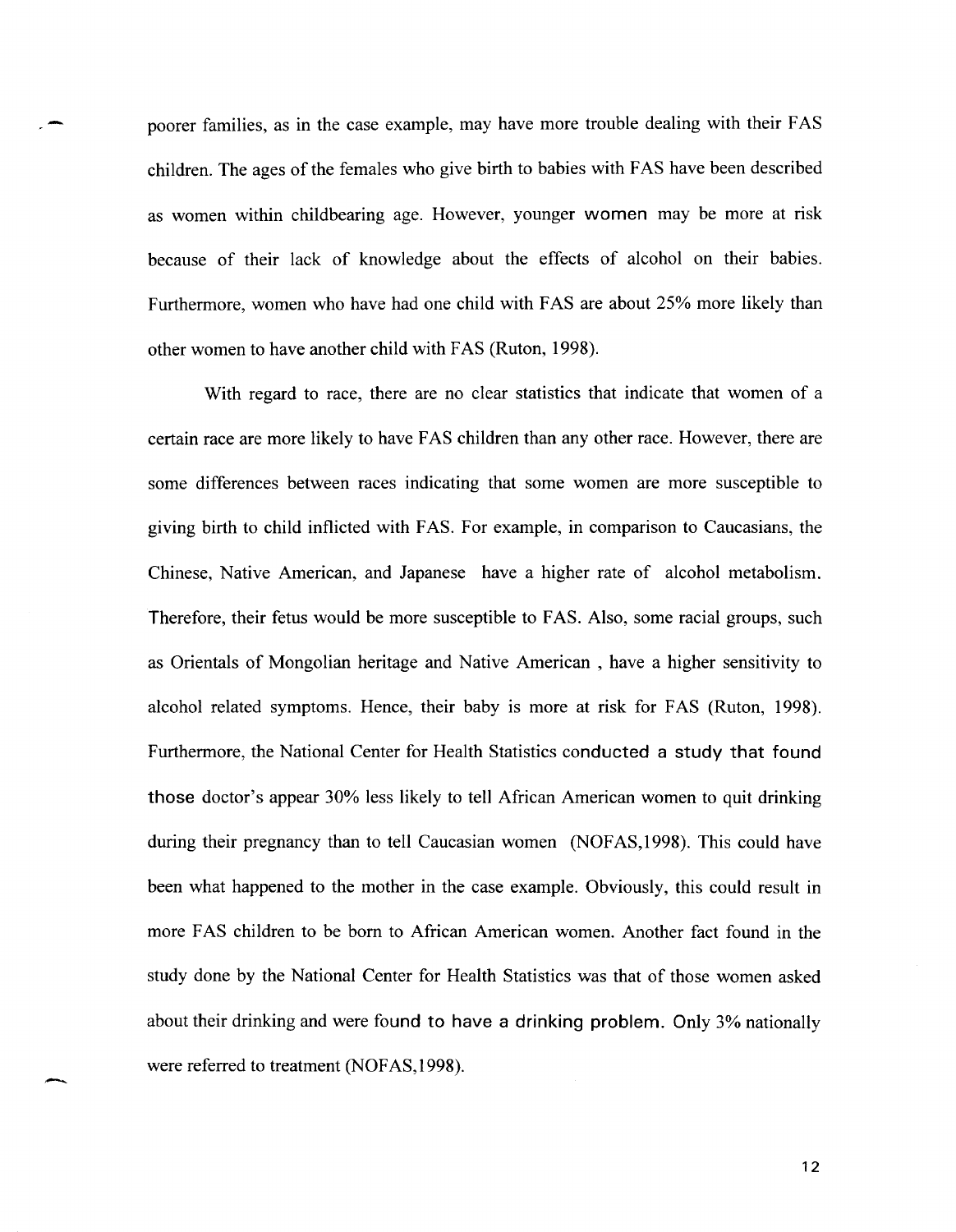poorer families, as in the case example, may have more trouble dealing with their FAS children. The ages of the females who give birth to babies with FAS have been described as women within childbearing age. However, younger women may be more at risk because of their lack of knowledge about the effects of alcohol on their babies. Furthermore, women who have had one child with FAS are about 25% more likely than other women to have another child with FAS (Ruton, 1998).

With regard to race, there are no clear statistics that indicate that women of a certain race are more likely to have FAS children than any other race. However, there are some differences between races indicating that some women are more susceptible to giving birth to child inflicted with FAS. For example, in comparison to Caucasians, the Chinese, Native American, and Japanese have a higher rate of alcohol metabolism. Therefore, their fetus would be more susceptible to FAS. Also, some racial groups, such as Orientals of Mongolian heritage and Native American , have a higher sensitivity to alcohol related symptoms. Hence, their baby is more at risk for FAS (Ruton, 1998). Furthermore, the National Center for Health Statistics conducted a study that found those doctor's appear 30% less likely to tell African American women to quit drinking during their pregnancy than to tell Caucasian women (NOFAS,1998). This could have been what happened to the mother in the case example. Obviously, this could result in more FAS children to be born to African American women. Another fact found in the study done by the National Center for Health Statistics was that of those women asked about their drinking and were found to have a drinking problem. Only 3% nationally were referred to treatment (NOFAS,1998).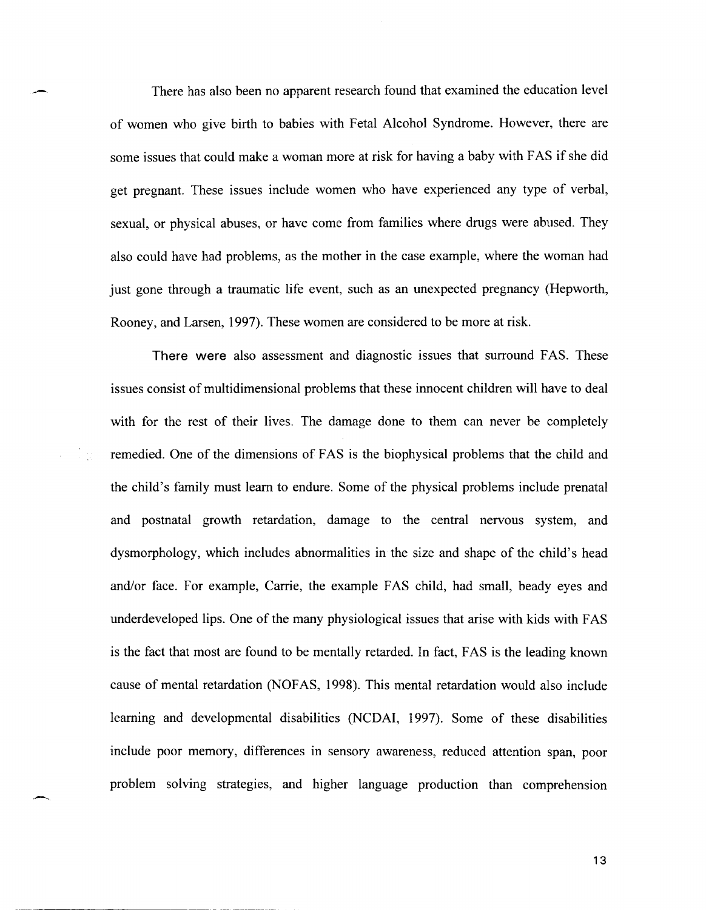There has also been no apparent research found that examined the education level of women who give birth to babies with Fetal Alcohol Syndrome. However, there are some issues that could make a woman more at risk for having a baby with FAS if she did get pregnant. These issues include women who have experienced any type of verbal, sexual, or physical abuses, or have come from families where drugs were abused. They also could have had problems, as the mother in the case example, where the woman had just gone through a traumatic life event, such as an unexpected pregnancy (Hepworth, Rooney, and Larsen, 1997). These women are considered to be more at risk.

There were also assessment and diagnostic issues that surround FAS. These issues consist of multidimensional problems that these innocent children will have to deal with for the rest of their lives. The damage done to them can never be completely remedied. One of the dimensions of FAS is the biophysical problems that the child and the child's family must learn to endure. Some of the physical problems include prenatal and postnatal growth retardation, damage to the central nervous system, and dysmorphology, which includes abnormalities in the size and shape of the child's head and/or face. For example, Carrie, the example FAS child, had small, beady eyes and underdeveloped lips. One of the many physiological issues that arise with kids with FAS is the fact that most are found to be mentally retarded. In fact, FAS is the leading known cause of mental retardation (NOFAS, 1998). This mental retardation would also include learning and developmental disabilities (NCDAI, 1997). Some of these disabilities include poor memory, differences in sensory awareness, reduced attention span, poor problem solving strategies, and higher language production than comprehension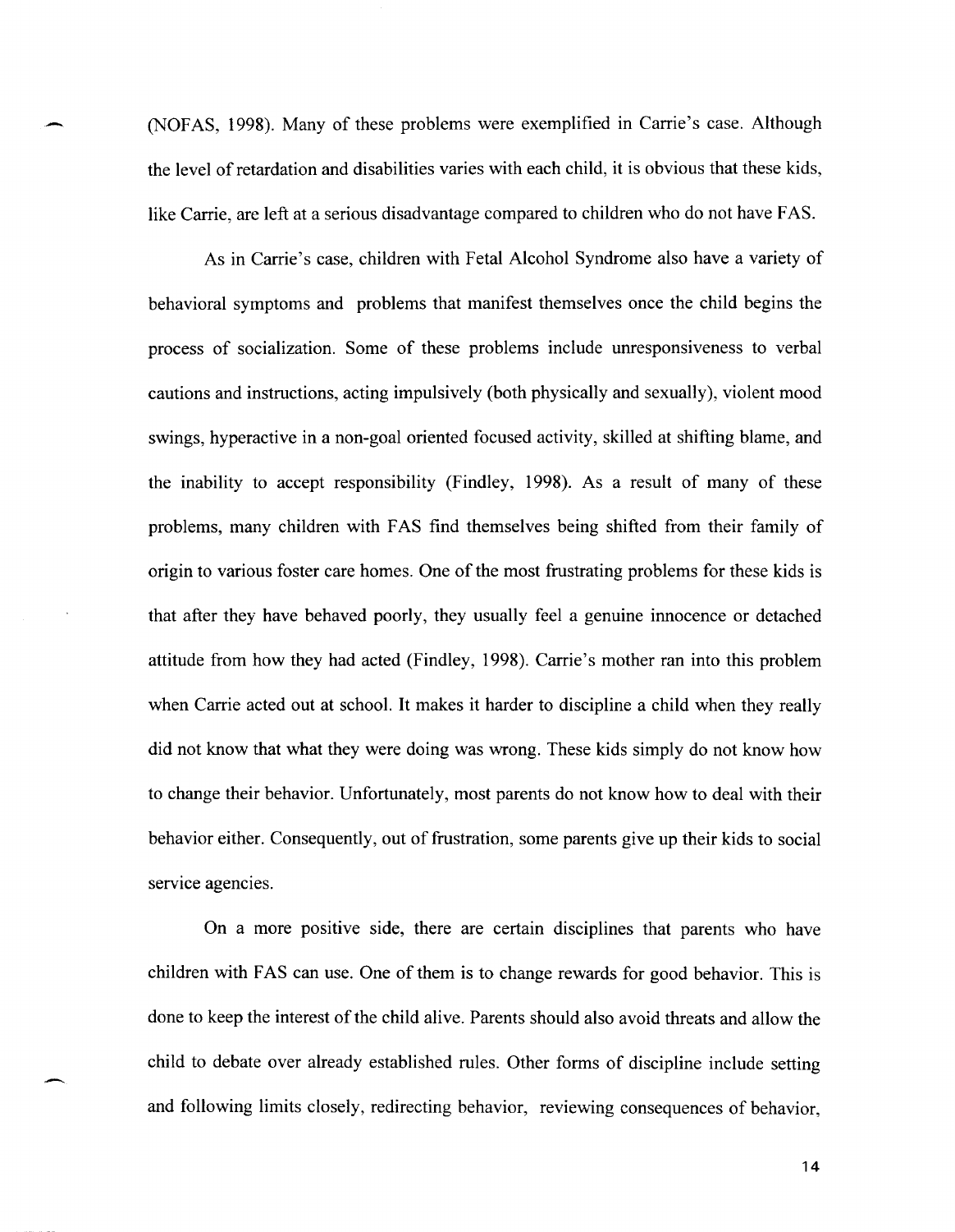(NOFAS, 1998). Many of these problems were exemplified in Carrie's case. Although the level of retardation and disabilities varies with each child, it is obvious that these kids, like Carrie, are left at a serious disadvantage compared to children who do not have FAS.

As in Carrie's case, children with Fetal Alcohol Syndrome also have a variety of behavioral symptoms and problems that manifest themselves once the child begins the process of socialization. Some of these problems include unresponsiveness to verbal cautions and instructions, acting impulsively (both physically and sexually), violent mood swings, hyperactive in a non-goal oriented focused activity, skilled at shifting blame, and the inability to accept responsibility (Findley, 1998). As a result of many of these problems, many children with FAS find themselves being shifted from their family of origin to various foster care homes. One of the most frustrating problems for these kids is that after they have behaved poorly, they usually feel a genuine innocence or detached attitude from how they had acted (Findley, 1998). Carrie's mother ran into this problem when Carrie acted out at school. It makes it harder to discipline a child when they really did not know that what they were doing was wrong. These kids simply do not know how to change their behavior. Unfortunately, most parents do not know how to deal with their behavior either. Consequently, out of frustration, some parents give up their kids to social service agencies.

On a more positive side, there are certain disciplines that parents who have children with FAS can use. One of them is to change rewards for good behavior. This is done to keep the interest of the child alive. Parents should also avoid threats and allow the child to debate over already established rules. Other forms of discipline include setting and following limits closely, redirecting behavior, reviewing consequences of behavior,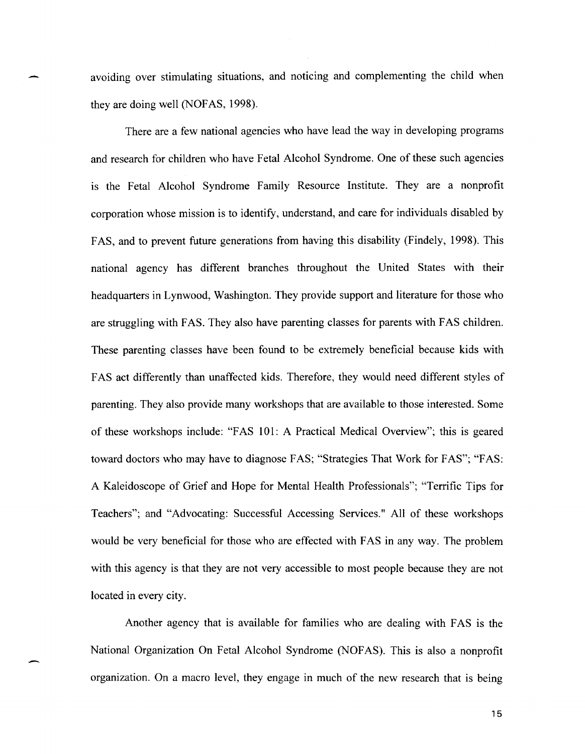avoiding over stimulating situations, and noticing and complementing the child when they are doing well (NOFAS, 1998).

There are a few national agencies who have lead the way in developing programs and research for children who have Fetal Alcohol Syndrome. One of these such agencies is the Fetal Alcohol Syndrome Family Resource Institute. They are a nonprofit corporation whose mission is to identify, understand, and care for individuals disabled by FAS, and to prevent future generations from having this disability (Findely, 1998). This national agency has different branches throughout the United States with their headquarters in Lynwood, Washington. They provide support and literature for those who are struggling with FAS. They also have parenting classes for parents with FAS children. These parenting classes have been found to be extremely beneficial because kids with FAS act differently than unaffected kids. Therefore, they would need different styles of parenting. They also provide many workshops that are available to those interested. Some of these workshops include: "FAS 101: A Practical Medical Overview"; this is geared toward doctors who may have to diagnose FAS; "Strategies That Work for FAS"; "FAS: A Kaleidoscope of Grief and Hope for Mental Health Professionals"; "Terrific Tips for Teachers"; and "Advocating: Successful Accessing Services." All of these workshops would be very beneficial for those who are effected with FAS in any way. The problem with this agency is that they are not very accessible to most people because they are not located in every city.

Another agency that is available for families who are dealing with FAS is the National Organization On Fetal Alcohol Syndrome (NOFAS). This is also a nonprofit organization. On a macro level, they engage in much of the new research that is being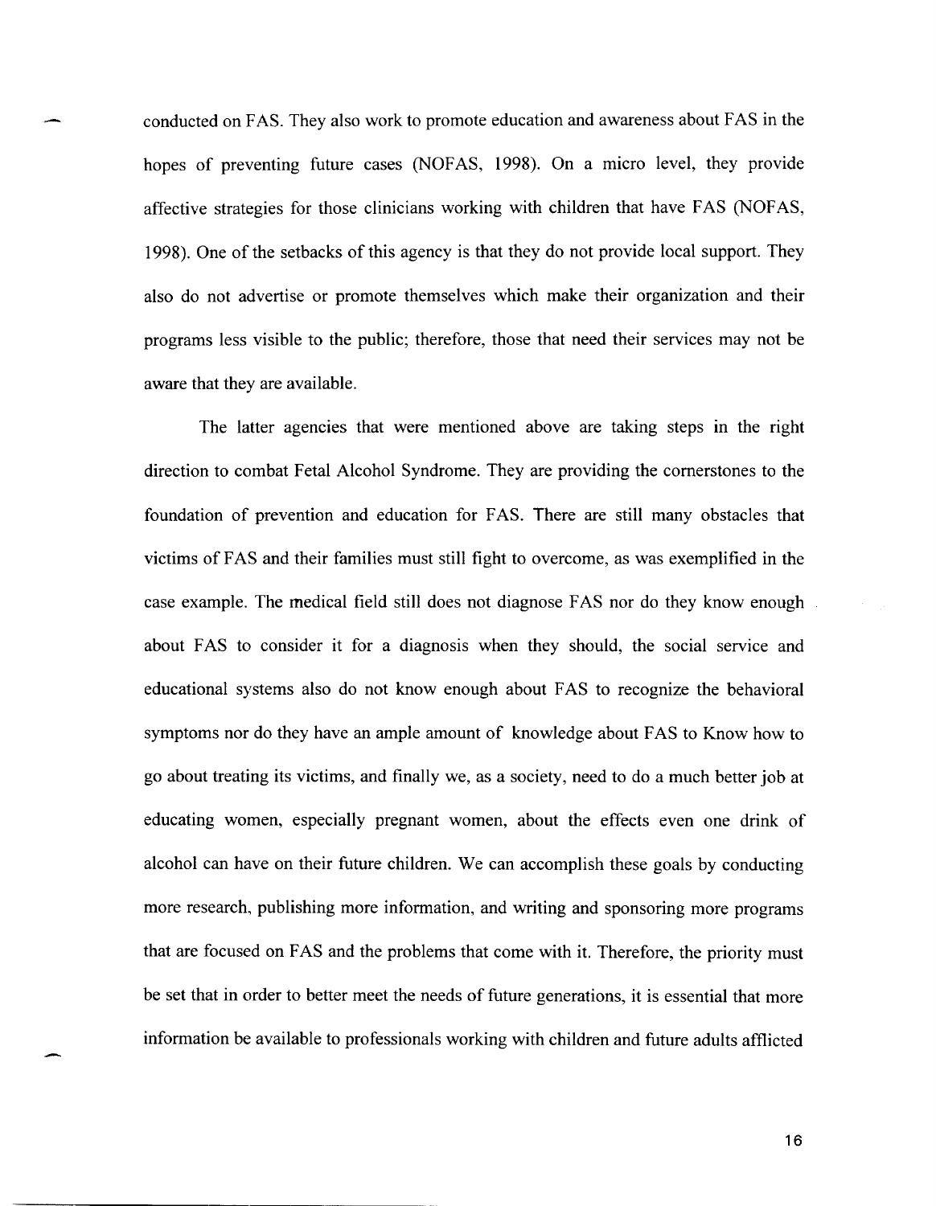conducted on FAS. They also work to promote education and awareness about FAS in the hopes of preventing future cases (NOFAS, 1998). On a micro level, they provide affective strategies for those clinicians working with children that have FAS (NOFAS, 1998). One of the setbacks of this agency is that they do not provide local support. They also do not advertise or promote themselves which make their organization and their programs less visible to the public; therefore, those that need their services may not be aware that they are available.

The latter agencies that were mentioned above are taking steps in the right direction to combat Fetal Alcohol Syndrome. They are providing the cornerstones to the foundation of prevention and education for FAS. There are still many obstacles that victims of FAS and their families must still fight to overcome, as was exemplified in the case example. The medical field still does not diagnose FAS nor do they know enough about FAS to consider it for a diagnosis when they should, the social service and educational systems also do not know enough about FAS to recognize the behavioral symptoms nor do they have an ample amount of knowledge about FAS to Know how to go about treating its victims, and finally we, as a society, need to do a much better job at educating women, especially pregnant women, about the effects even one drink of alcohol can have on their future children. We can accomplish these goals by conducting more research, publishing more information, and writing and sponsoring more programs that are focused on FAS and the problems that come with it. Therefore, the priority must be set that in order to better meet the needs of future generations, it is essential that more information be available to professionals working with children and future adults afflicted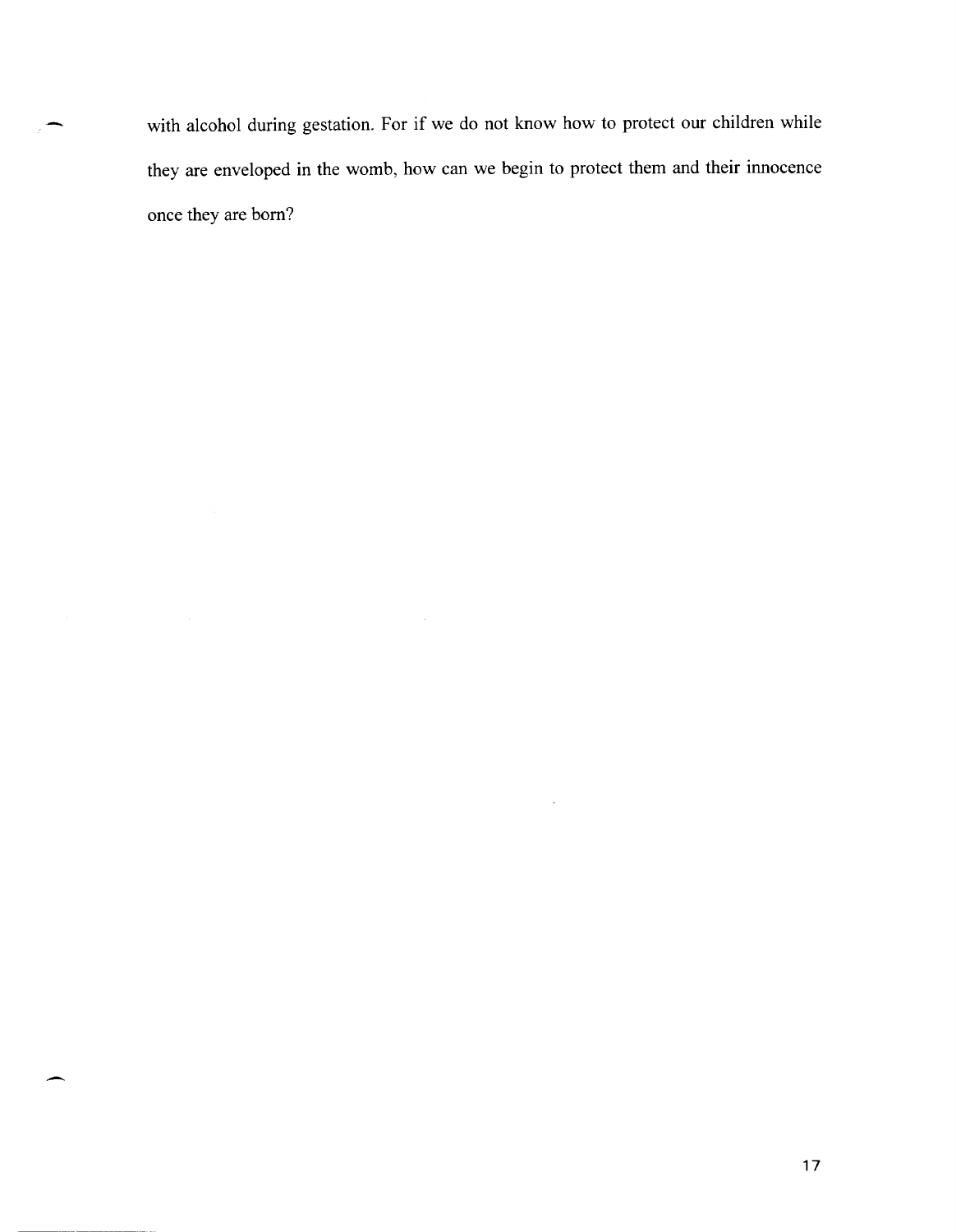with alcohol during gestation. For if we do not know how to protect our children while they are enveloped in the womb, how can we begin to protect them and their innocence once they are born?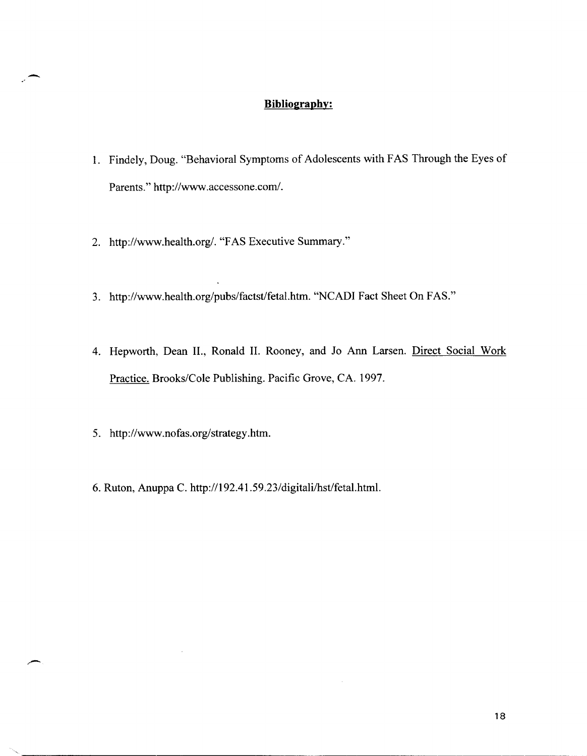## Bibliography:

1. Findely, Doug. "Behavioral Symptoms of Adolescents with FAS Through the Eyes of Parents." http://www.accessone.com/.

2. http://www.health.org/. "FAS Executive Summary."

3. http://www.health.org/pubs/factst/fetal.htm. "NCADI Fact Sheet On FAS."

4. Hepworth, Dean II., Ronald II. Rooney, and Jo Ann Larsen. Direct Social Work Practice. Brooks/Cole Publishing. Pacific Grove, CA. 1997.

5. http://www.nofas.org/strategy.htm.

6. Ruton, Anuppa C. http://192.41.59.23/digitali/hst/fetal.html.